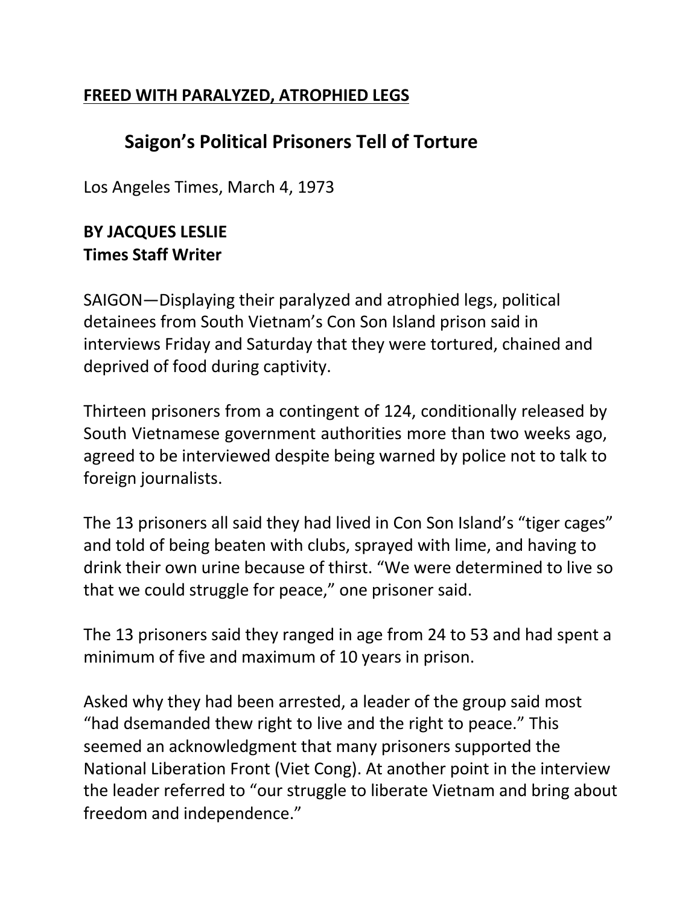**<u>FREED WITH PARALYZED, ATROPHIED LEGS</u>**

## Saigon's Political Prisoners Tell of Torture

Los Angeles Times, March 4, 1973

**BY JACQUES LESLIE**
**Times Staff Writer**

SAIGON—Displaying their paralyzed and atrophied legs, political detainees from South Vietnam's Con Son Island prison said in interviews Friday and Saturday that they were tortured, chained and deprived of food during captivity.

Thirteen prisoners from a contingent of 124, conditionally released by South Vietnamese government authorities more than two weeks ago, agreed to be interviewed despite being warned by police not to talk to foreign journalists.

The 13 prisoners all said they had lived in Con Son Island's "tiger cages" and told of being beaten with clubs, sprayed with lime, and having to drink their own urine because of thirst. "We were determined to live so that we could struggle for peace," one prisoner said.

The 13 prisoners said they ranged in age from 24 to 53 and had spent a minimum of five and maximum of 10 years in prison.

Asked why they had been arrested, a leader of the group said most "had dsemanded thew right to live and the right to peace." This seemed an acknowledgment that many prisoners supported the National Liberation Front (Viet Cong). At another point in the interview the leader referred to "our struggle to liberate Vietnam and bring about freedom and independence."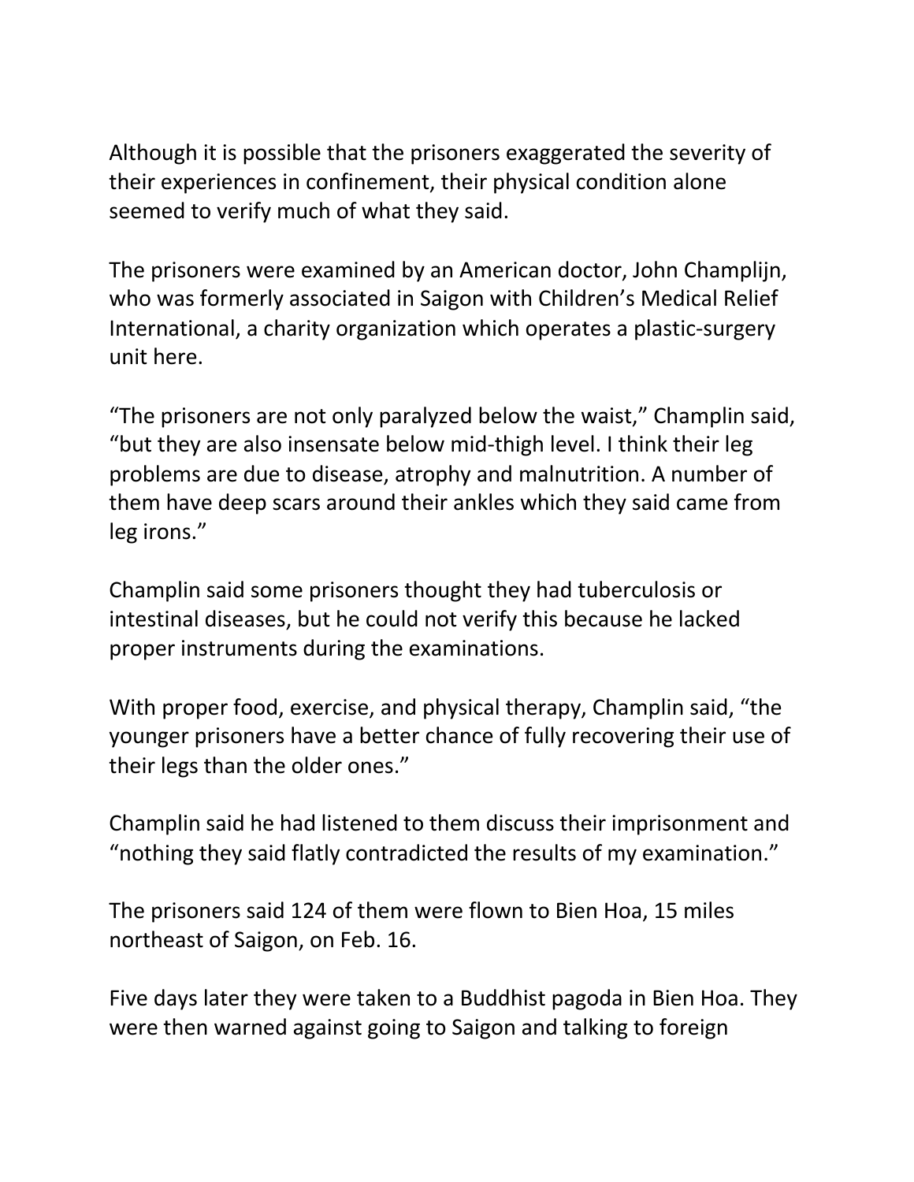Although it is possible that the prisoners exaggerated the severity of their experiences in confinement, their physical condition alone seemed to verify much of what they said.

The prisoners were examined by an American doctor, John Champlijn, who was formerly associated in Saigon with Children's Medical Relief International, a charity organization which operates a plastic-surgery unit here.

"The prisoners are not only paralyzed below the waist," Champlin said, "but they are also insensate below mid-thigh level. I think their leg problems are due to disease, atrophy and malnutrition. A number of them have deep scars around their ankles which they said came from leg irons."

Champlin said some prisoners thought they had tuberculosis or intestinal diseases, but he could not verify this because he lacked proper instruments during the examinations.

With proper food, exercise, and physical therapy, Champlin said, "the younger prisoners have a better chance of fully recovering their use of their legs than the older ones."

Champlin said he had listened to them discuss their imprisonment and "nothing they said flatly contradicted the results of my examination."

The prisoners said 124 of them were flown to Bien Hoa, 15 miles northeast of Saigon, on Feb. 16.

Five days later they were taken to a Buddhist pagoda in Bien Hoa. They were then warned against going to Saigon and talking to foreign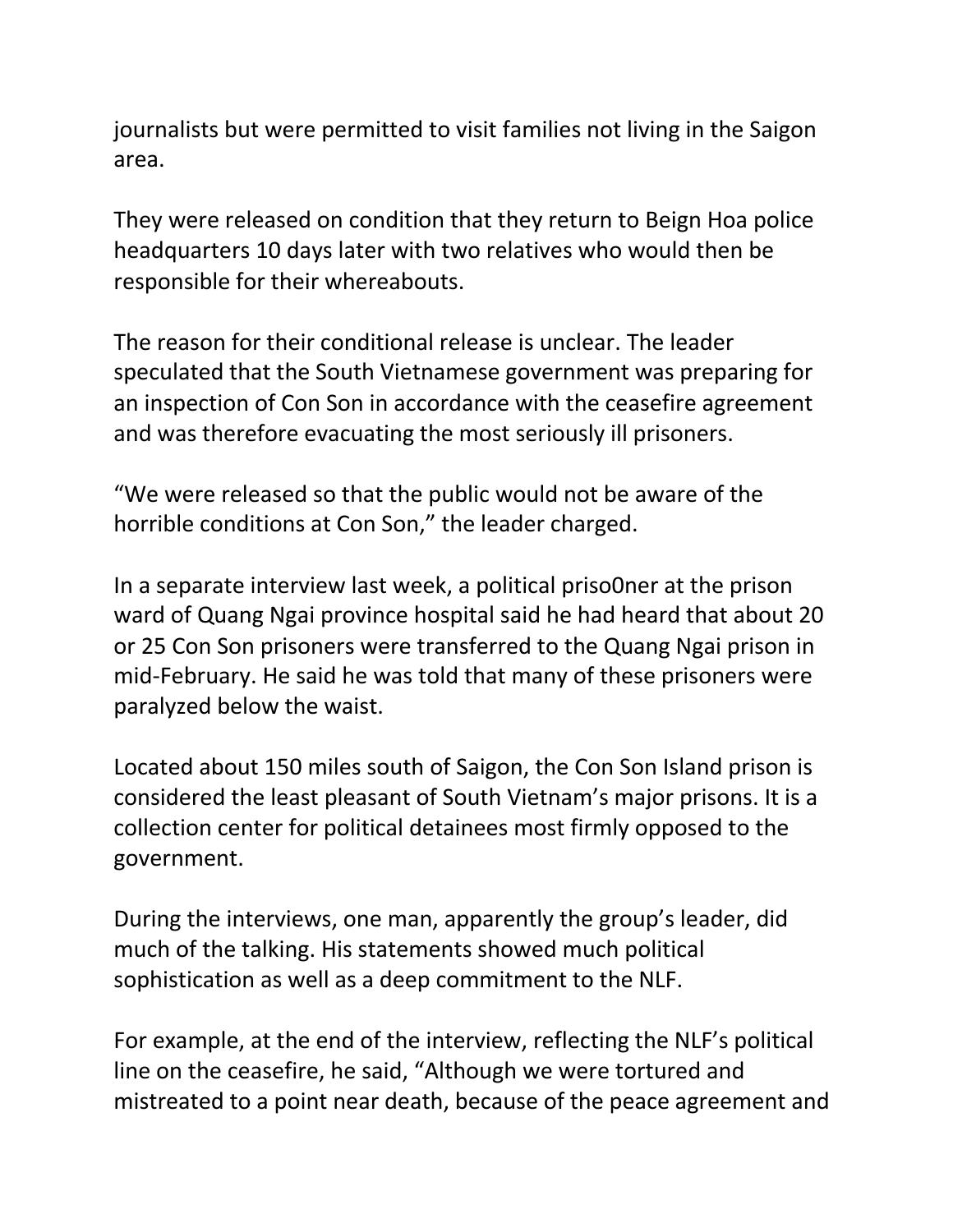journalists but were permitted to visit families not living in the Saigon area.

They were released on condition that they return to Beign Hoa police headquarters 10 days later with two relatives who would then be responsible for their whereabouts.

The reason for their conditional release is unclear. The leader speculated that the South Vietnamese government was preparing for an inspection of Con Son in accordance with the ceasefire agreement and was therefore evacuating the most seriously ill prisoners.

"We were released so that the public would not be aware of the horrible conditions at Con Son," the leader charged.

In a separate interview last week, a political priso0ner at the prison ward of Quang Ngai province hospital said he had heard that about 20 or 25 Con Son prisoners were transferred to the Quang Ngai prison in mid-February. He said he was told that many of these prisoners were paralyzed below the waist.

Located about 150 miles south of Saigon, the Con Son Island prison is considered the least pleasant of South Vietnam's major prisons. It is a collection center for political detainees most firmly opposed to the government.

During the interviews, one man, apparently the group's leader, did much of the talking. His statements showed much political sophistication as well as a deep commitment to the NLF.

For example, at the end of the interview, reflecting the NLF's political line on the ceasefire, he said, "Although we were tortured and mistreated to a point near death, because of the peace agreement and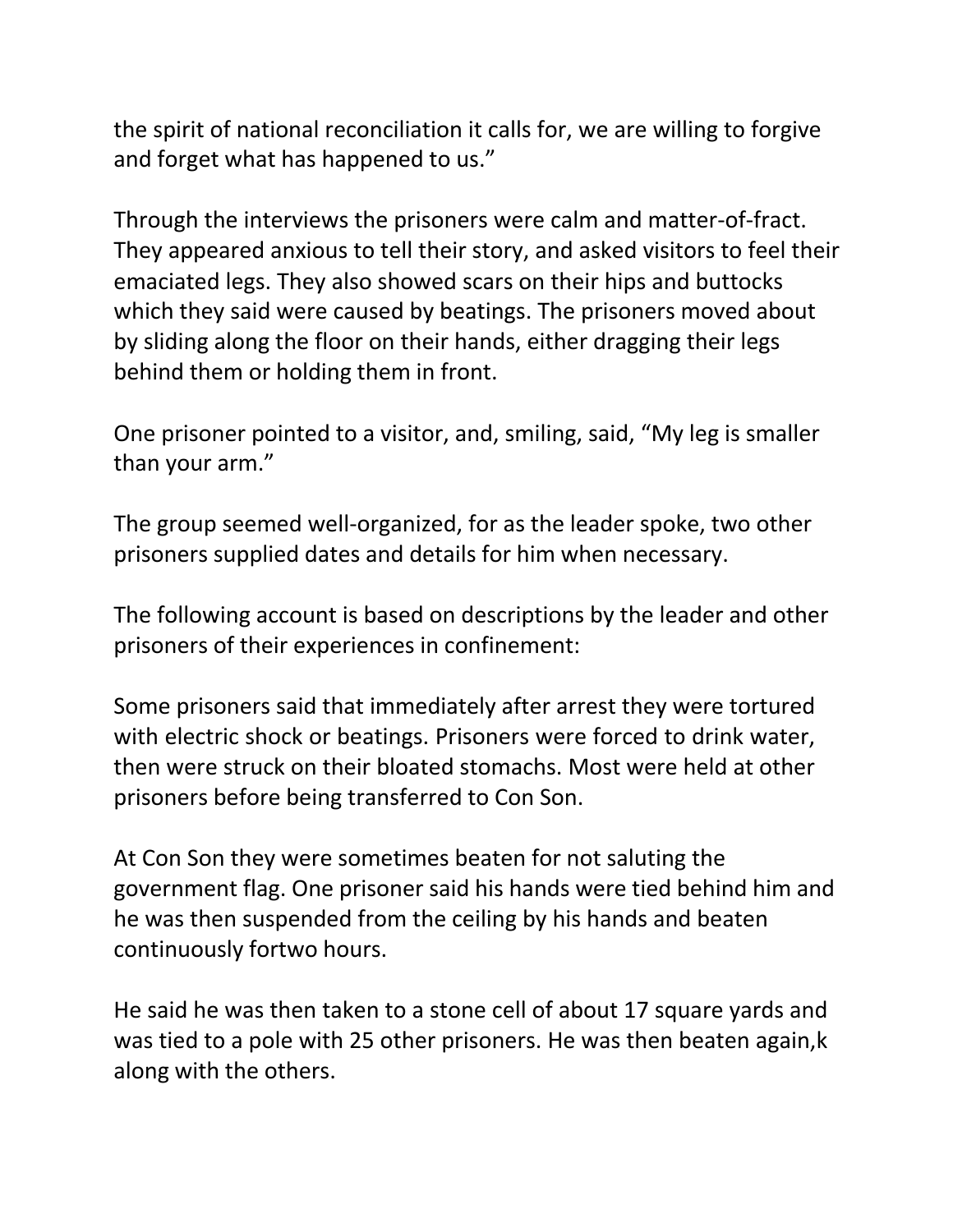the spirit of national reconciliation it calls for, we are willing to forgive and forget what has happened to us."

Through the interviews the prisoners were calm and matter-of-fract. They appeared anxious to tell their story, and asked visitors to feel their emaciated legs. They also showed scars on their hips and buttocks which they said were caused by beatings. The prisoners moved about by sliding along the floor on their hands, either dragging their legs behind them or holding them in front.

One prisoner pointed to a visitor, and, smiling, said, "My leg is smaller than your arm."

The group seemed well-organized, for as the leader spoke, two other prisoners supplied dates and details for him when necessary.

The following account is based on descriptions by the leader and other prisoners of their experiences in confinement:

Some prisoners said that immediately after arrest they were tortured with electric shock or beatings. Prisoners were forced to drink water, then were struck on their bloated stomachs. Most were held at other prisoners before being transferred to Con Son.

At Con Son they were sometimes beaten for not saluting the government flag. One prisoner said his hands were tied behind him and he was then suspended from the ceiling by his hands and beaten continuously fortwo hours.

He said he was then taken to a stone cell of about 17 square yards and was tied to a pole with 25 other prisoners. He was then beaten again,k along with the others.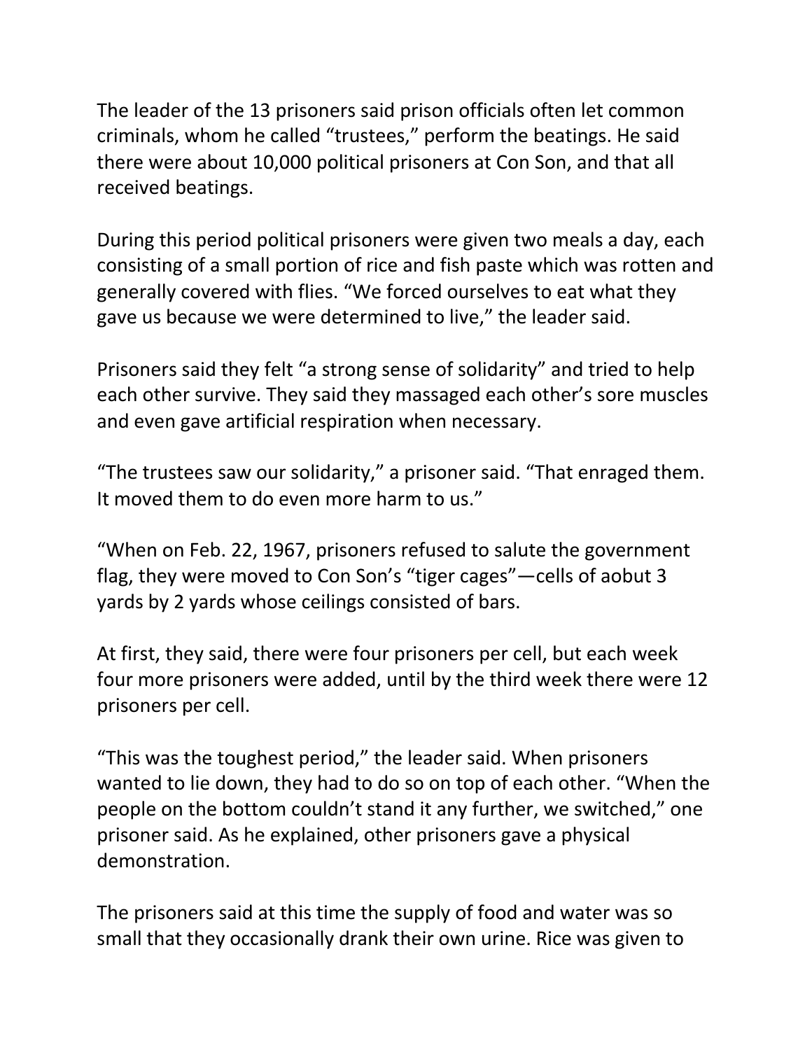The leader of the 13 prisoners said prison officials often let common criminals, whom he called “trustees,” perform the beatings. He said there were about 10,000 political prisoners at Con Son, and that all received beatings.

During this period political prisoners were given two meals a day, each consisting of a small portion of rice and fish paste which was rotten and generally covered with flies. “We forced ourselves to eat what they gave us because we were determined to live,” the leader said.

Prisoners said they felt “a strong sense of solidarity” and tried to help each other survive. They said they massaged each other’s sore muscles and even gave artificial respiration when necessary.

“The trustees saw our solidarity,” a prisoner said. “That enraged them. It moved them to do even more harm to us.”

“When on Feb. 22, 1967, prisoners refused to salute the government flag, they were moved to Con Son’s “tiger cages”—cells of aobut 3 yards by 2 yards whose ceilings consisted of bars.

At first, they said, there were four prisoners per cell, but each week four more prisoners were added, until by the third week there were 12 prisoners per cell.

“This was the toughest period,” the leader said. When prisoners wanted to lie down, they had to do so on top of each other. “When the people on the bottom couldn’t stand it any further, we switched,” one prisoner said. As he explained, other prisoners gave a physical demonstration.

The prisoners said at this time the supply of food and water was so small that they occasionally drank their own urine. Rice was given to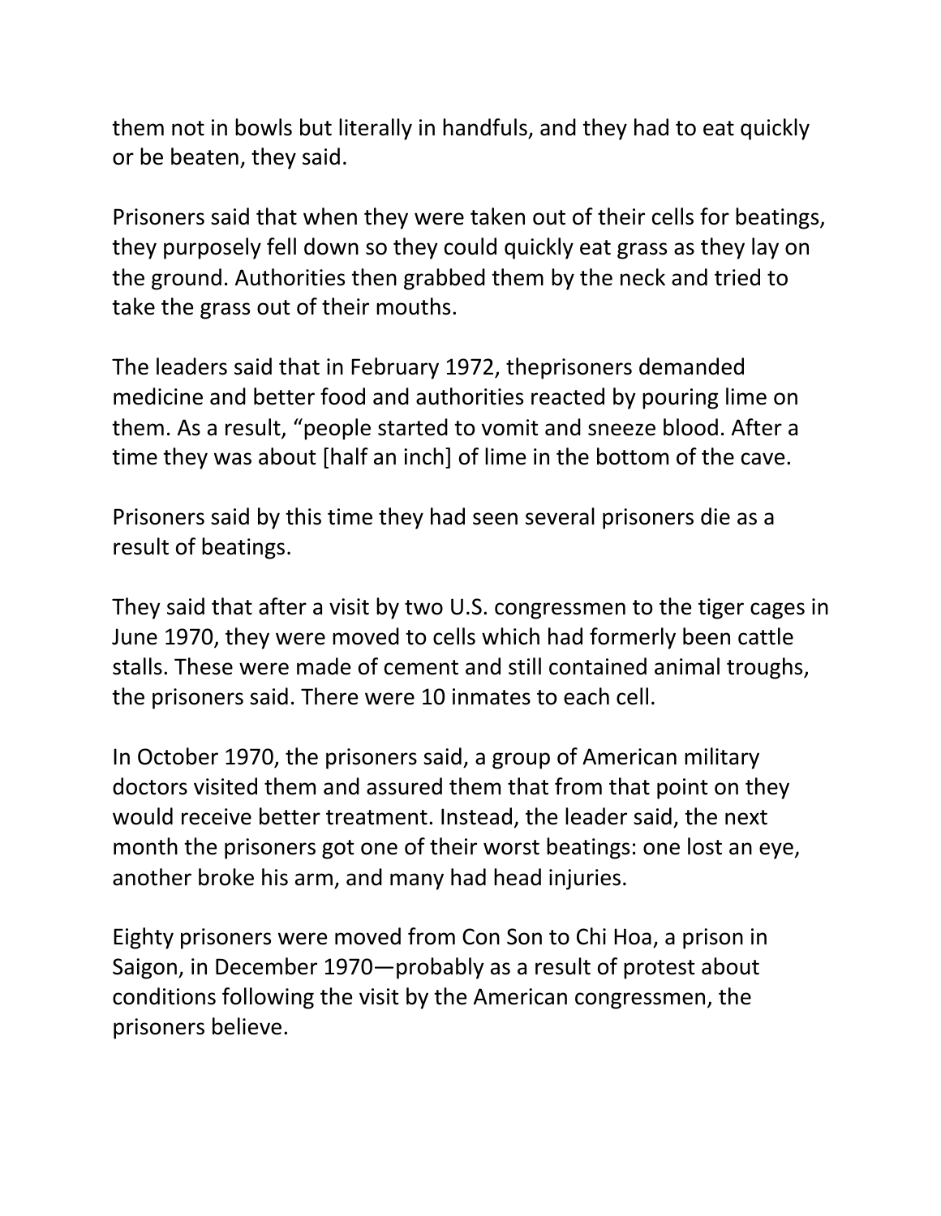them not in bowls but literally in handfuls, and they had to eat quickly or be beaten, they said.

Prisoners said that when they were taken out of their cells for beatings, they purposely fell down so they could quickly eat grass as they lay on the ground. Authorities then grabbed them by the neck and tried to take the grass out of their mouths.

The leaders said that in February 1972, theprisoners demanded medicine and better food and authorities reacted by pouring lime on them. As a result, “people started to vomit and sneeze blood. After a time they was about [half an inch] of lime in the bottom of the cave.

Prisoners said by this time they had seen several prisoners die as a result of beatings.

They said that after a visit by two U.S. congressmen to the tiger cages in June 1970, they were moved to cells which had formerly been cattle stalls. These were made of cement and still contained animal troughs, the prisoners said. There were 10 inmates to each cell.

In October 1970, the prisoners said, a group of American military doctors visited them and assured them that from that point on they would receive better treatment. Instead, the leader said, the next month the prisoners got one of their worst beatings: one lost an eye, another broke his arm, and many had head injuries.

Eighty prisoners were moved from Con Son to Chi Hoa, a prison in Saigon, in December 1970—probably as a result of protest about conditions following the visit by the American congressmen, the prisoners believe.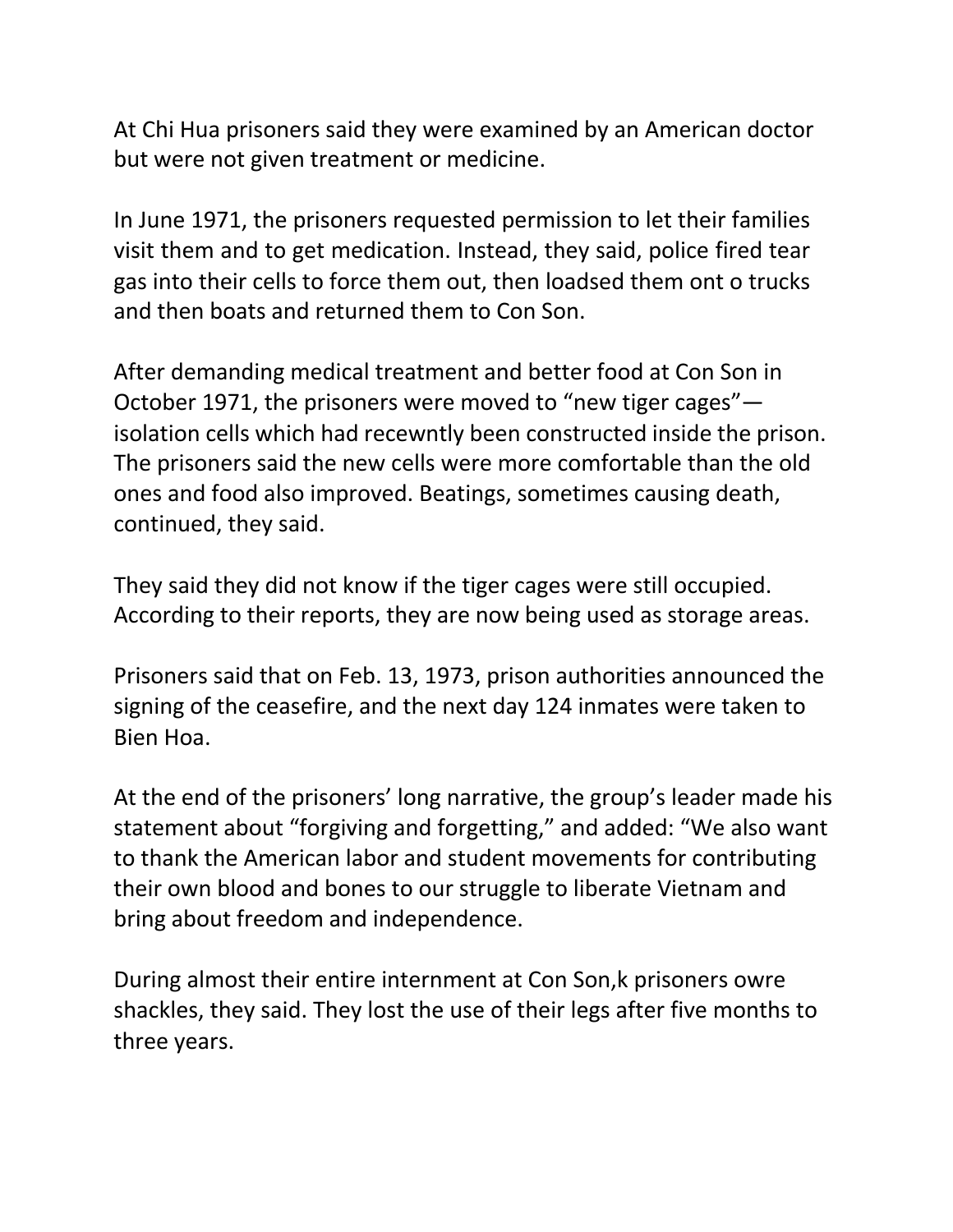At Chi Hua prisoners said they were examined by an American doctor but were not given treatment or medicine.

In June 1971, the prisoners requested permission to let their families visit them and to get medication. Instead, they said, police fired tear gas into their cells to force them out, then loadsed them ont o trucks and then boats and returned them to Con Son.

After demanding medical treatment and better food at Con Son in October 1971, the prisoners were moved to "new tiger cages"—isolation cells which had recewntly been constructed inside the prison. The prisoners said the new cells were more comfortable than the old ones and food also improved. Beatings, sometimes causing death, continued, they said.

They said they did not know if the tiger cages were still occupied. According to their reports, they are now being used as storage areas.

Prisoners said that on Feb. 13, 1973, prison authorities announced the signing of the ceasefire, and the next day 124 inmates were taken to Bien Hoa.

At the end of the prisoners' long narrative, the group's leader made his statement about "forgiving and forgetting," and added: "We also want to thank the American labor and student movements for contributing their own blood and bones to our struggle to liberate Vietnam and bring about freedom and independence.

During almost their entire internment at Con Son,k prisoners owre shackles, they said. They lost the use of their legs after five months to three years.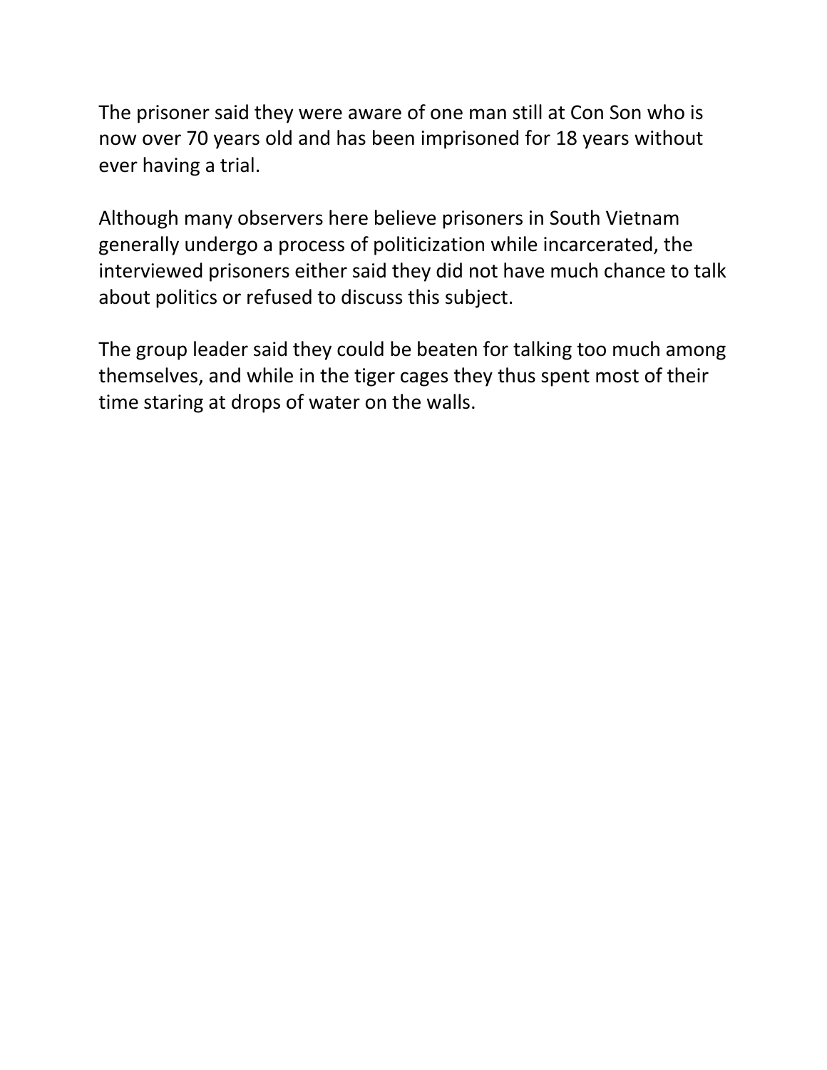The prisoner said they were aware of one man still at Con Son who is now over 70 years old and has been imprisoned for 18 years without ever having a trial.

Although many observers here believe prisoners in South Vietnam generally undergo a process of politicization while incarcerated, the interviewed prisoners either said they did not have much chance to talk about politics or refused to discuss this subject.

The group leader said they could be beaten for talking too much among themselves, and while in the tiger cages they thus spent most of their time staring at drops of water on the walls.